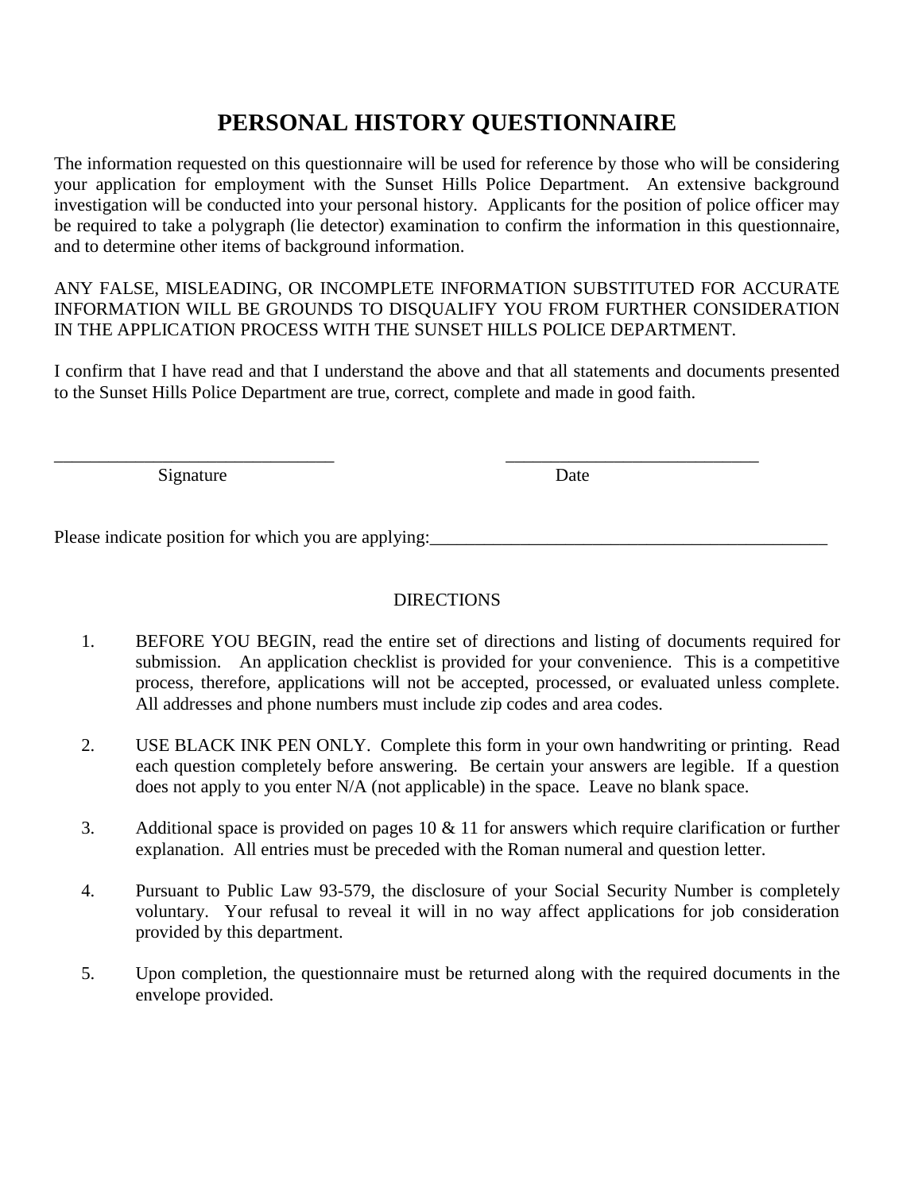# PERSONAL HISTORY QUESTIONNAIRE

The information requested on this questionnaire will be used for reference by those who will be considering your application for employment with the Sunset Hills Police Department. An extensive background investigation will be conducted into your personal history. Applicants for the position of police officer may be required to take a polygraph (lie detector) examination to confirm the information in this questionnaire, and to determine other items of background information.

ANY FALSE, MISLEADING, OR INCOMPLETE INFORMATION SUBSTITUTED FOR ACCURATE INFORMATION WILL BE GROUNDS TO DISQUALIFY YOU FROM FURTHER CONSIDERATION IN THE APPLICATION PROCESS WITH THE SUNSET HILLS POLICE DEPARTMENT.

I confirm that I have read and that I understand the above and that all statements and documents presented to the Sunset Hills Police Department are true, correct, complete and made in good faith.

\_\_\_\_\_\_\_\_\_\_\_\_\_\_\_\_\_\_\_\_\_\_\_\_\_\_\_\_\_\_ Signature

\_\_\_\_\_\_\_\_\_\_\_\_\_\_\_\_\_\_\_\_\_\_\_\_\_\_\_\_\_\_ Date

Please indicate position for which you are applying:\_\_\_\_\_\_\_\_\_\_\_\_\_\_\_\_\_\_\_\_\_\_\_\_\_\_\_\_\_\_\_\_\_\_\_\_\_\_\_\_

DIRECTIONS

1. BEFORE YOU BEGIN, read the entire set of directions and listing of documents required for submission. An application checklist is provided for your convenience. This is a competitive process, therefore, applications will not be accepted, processed, or evaluated unless complete. All addresses and phone numbers must include zip codes and area codes.

2. USE BLACK INK PEN ONLY. Complete this form in your own handwriting or printing. Read each question completely before answering. Be certain your answers are legible. If a question does not apply to you enter N/A (not applicable) in the space. Leave no blank space.

3. Additional space is provided on pages 10 & 11 for answers which require clarification or further explanation. All entries must be preceded with the Roman numeral and question letter.

4. Pursuant to Public Law 93-579, the disclosure of your Social Security Number is completely voluntary. Your refusal to reveal it will in no way affect applications for job consideration provided by this department.

5. Upon completion, the questionnaire must be returned along with the required documents in the envelope provided.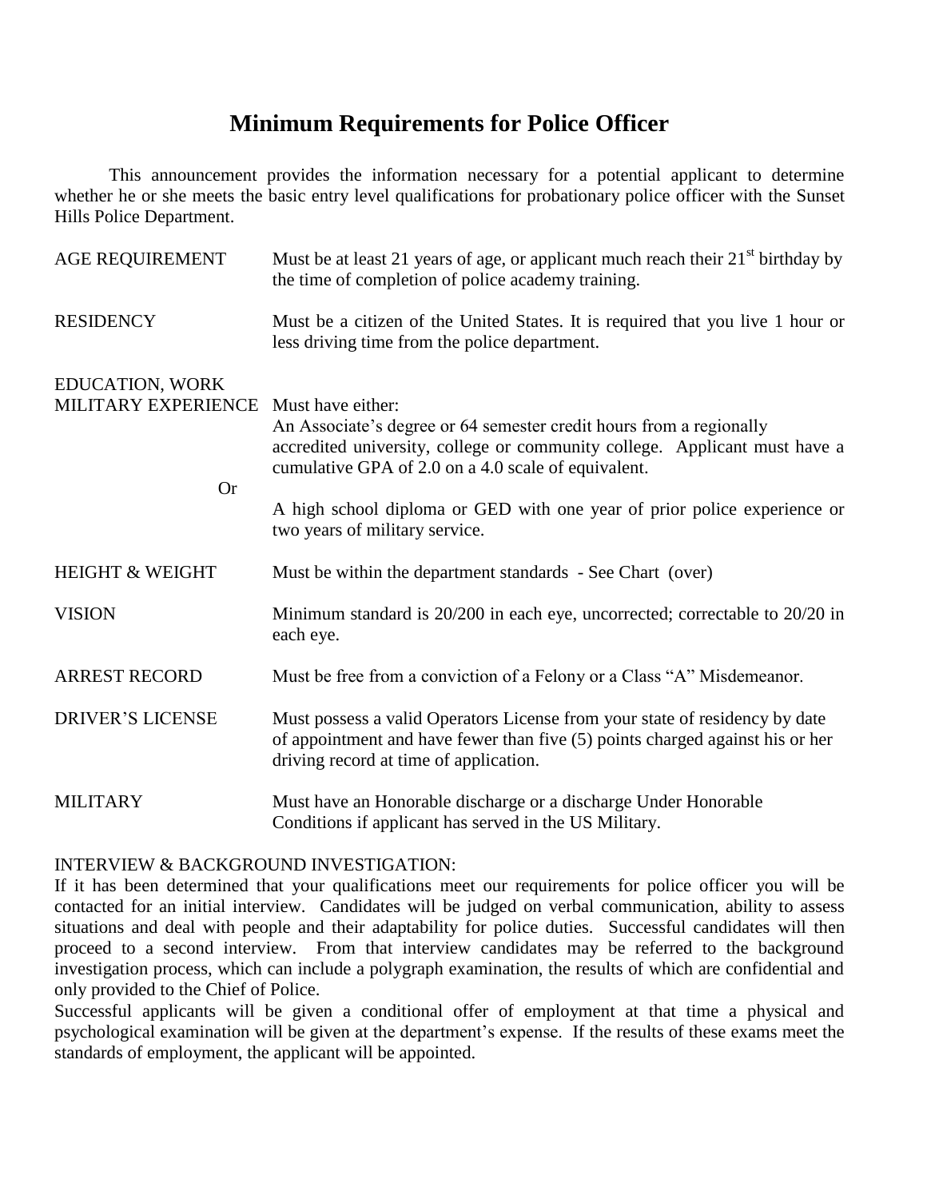# Minimum Requirements for Police Officer

This announcement provides the information necessary for a potential applicant to determine whether he or she meets the basic entry level qualifications for probationary police officer with the Sunset Hills Police Department.

| | |
|---|---|
| AGE REQUIREMENT | Must be at least 21 years of age, or applicant much reach their 21st birthday by the time of completion of police academy training. |
| RESIDENCY | Must be a citizen of the United States. It is required that you live 1 hour or less driving time from the police department. |
| EDUCATION, WORK MILITARY EXPERIENCE | Must have either:<br>An Associate's degree or 64 semester credit hours from a regionally accredited university, college or community college. Applicant must have a cumulative GPA of 2.0 on a 4.0 scale of equivalent. |
| Or | A high school diploma or GED with one year of prior police experience or two years of military service. |
| HEIGHT & WEIGHT | Must be within the department standards - See Chart (over) |
| VISION | Minimum standard is 20/200 in each eye, uncorrected; correctable to 20/20 in each eye. |
| ARREST RECORD | Must be free from a conviction of a Felony or a Class "A" Misdemeanor. |
| DRIVER'S LICENSE | Must possess a valid Operators License from your state of residency by date of appointment and have fewer than five (5) points charged against his or her driving record at time of application. |
| MILITARY | Must have an Honorable discharge or a discharge Under Honorable Conditions if applicant has served in the US Military. |

INTERVIEW & BACKGROUND INVESTIGATION:

If it has been determined that your qualifications meet our requirements for police officer you will be contacted for an initial interview. Candidates will be judged on verbal communication, ability to assess situations and deal with people and their adaptability for police duties. Successful candidates will then proceed to a second interview. From that interview candidates may be referred to the background investigation process, which can include a polygraph examination, the results of which are confidential and only provided to the Chief of Police.

Successful applicants will be given a conditional offer of employment at that time a physical and psychological examination will be given at the department's expense. If the results of these exams meet the standards of employment, the applicant will be appointed.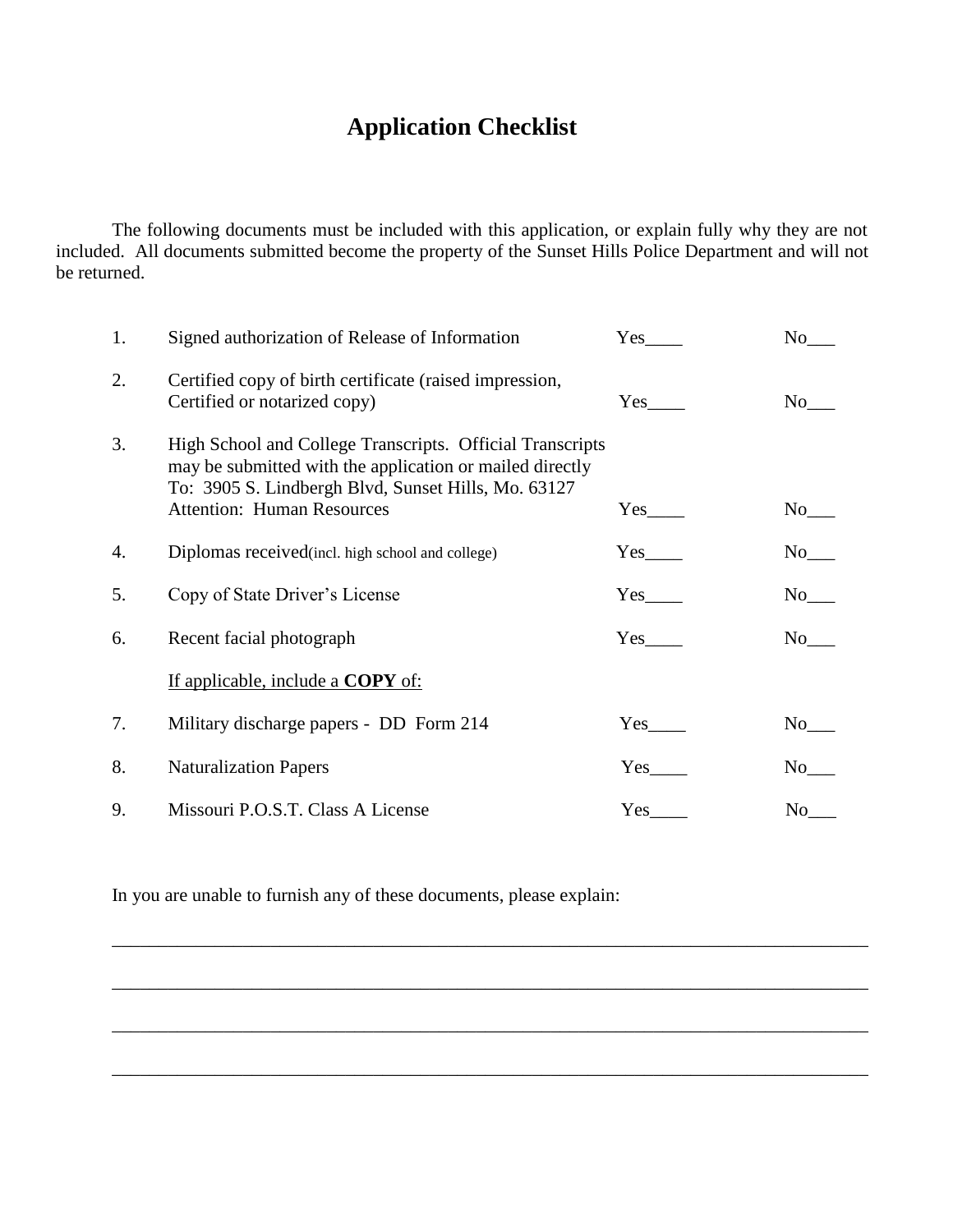# Application Checklist

The following documents must be included with this application, or explain fully why they are not included. All documents submitted become the property of the Sunset Hills Police Department and will not be returned.

| | | | |
|---|---|---|---|
| 1. | Signed authorization of Release of Information | Yes____ | No___ |
| 2. | Certified copy of birth certificate (raised impression, Certified or notarized copy) | Yes____ | No___ |
| 3. | High School and College Transcripts. Official Transcripts may be submitted with the application or mailed directly To: 3905 S. Lindbergh Blvd, Sunset Hills, Mo. 63127 Attention: Human Resources | Yes____ | No___ |
| 4. | Diplomas received(incl. high school and college) | Yes____ | No___ |
| 5. | Copy of State Driver's License | Yes____ | No___ |
| 6. | Recent facial photograph | Yes____ | No___ |
| | If applicable, include a **COPY** of: | | |
| 7. | Military discharge papers - DD Form 214 | Yes____ | No___ |
| 8. | Naturalization Papers | Yes____ | No___ |
| 9. | Missouri P.O.S.T. Class A License | Yes____ | No___ |

In you are unable to furnish any of these documents, please explain:

_______________________________________________________________________________

_______________________________________________________________________________

_______________________________________________________________________________

_______________________________________________________________________________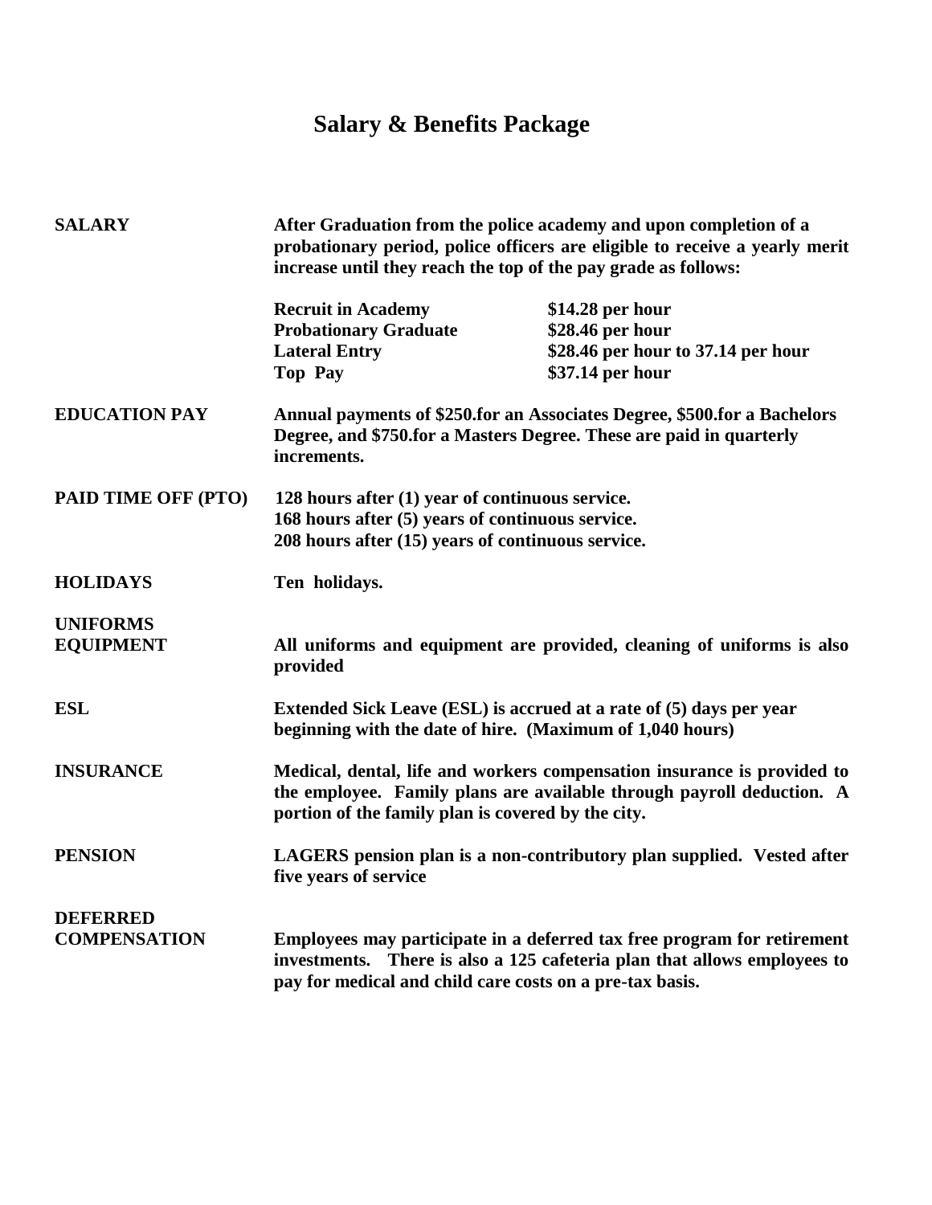# Salary & Benefits Package

**SALARY**

**After Graduation from the police academy and upon completion of a probationary period, police officers are eligible to receive a yearly merit increase until they reach the top of the pay grade as follows:**

| | |
|---|---|
| **Recruit in Academy** | **$14.28 per hour** |
| **Probationary Graduate** | **$28.46 per hour** |
| **Lateral Entry** | **$28.46 per hour to 37.14 per hour** |
| **Top Pay** | **$37.14 per hour** |

**EDUCATION PAY**

**Annual payments of $250.for an Associates Degree, $500.for a Bachelors Degree, and $750.for a Masters Degree. These are paid in quarterly increments.**

**PAID TIME OFF (PTO)**

**128 hours after (1) year of continuous service.**
**168 hours after (5) years of continuous service.**
**208 hours after (15) years of continuous service.**

**HOLIDAYS**

**Ten holidays.**

**UNIFORMS EQUIPMENT**

**All uniforms and equipment are provided, cleaning of uniforms is also provided**

**ESL**

**Extended Sick Leave (ESL) is accrued at a rate of (5) days per year beginning with the date of hire. (Maximum of 1,040 hours)**

**INSURANCE**

**Medical, dental, life and workers compensation insurance is provided to the employee. Family plans are available through payroll deduction. A portion of the family plan is covered by the city.**

**PENSION**

**LAGERS pension plan is a non-contributory plan supplied. Vested after five years of service**

**DEFERRED COMPENSATION**

**Employees may participate in a deferred tax free program for retirement investments. There is also a 125 cafeteria plan that allows employees to pay for medical and child care costs on a pre-tax basis.**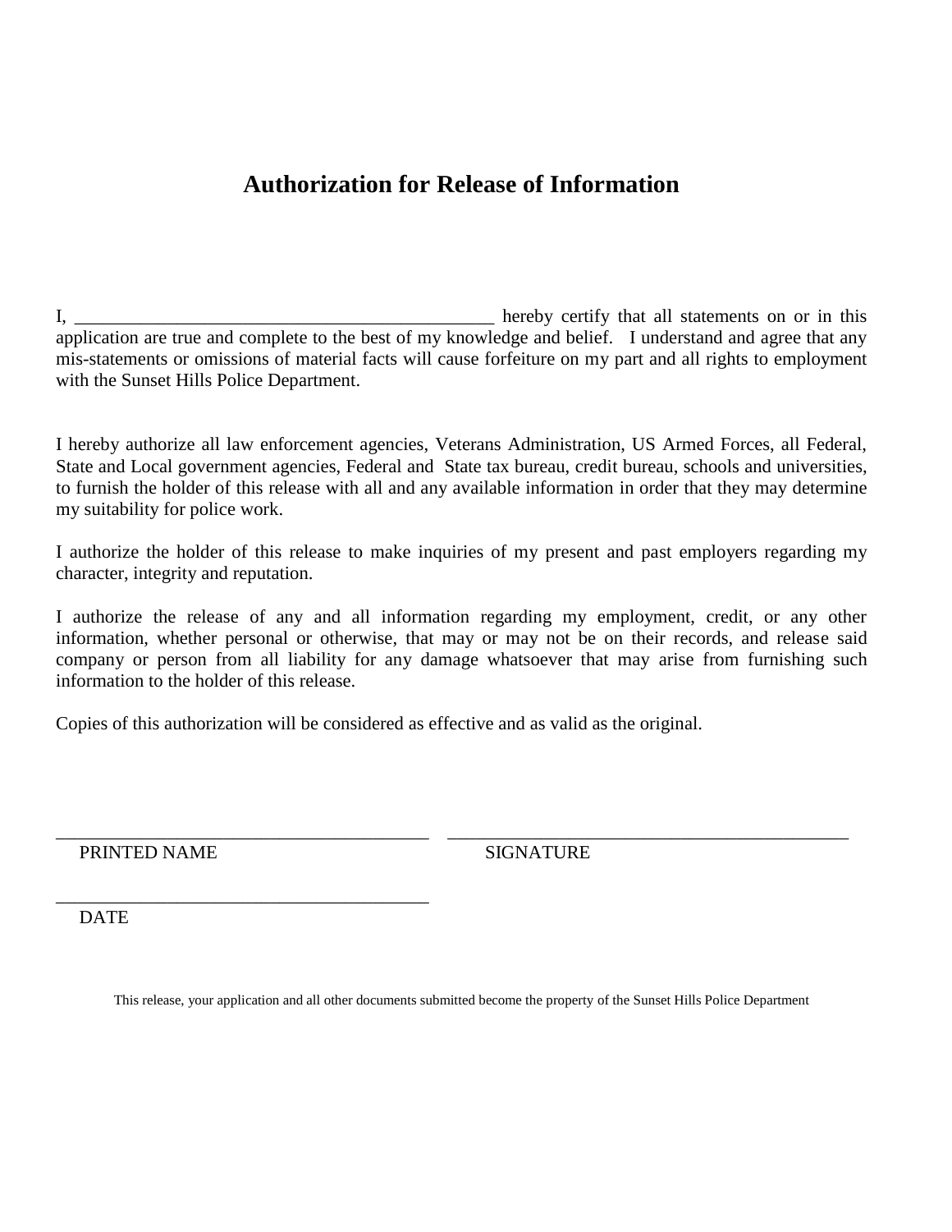# Authorization for Release of Information

I, ______________________________________________ hereby certify that all statements on or in this application are true and complete to the best of my knowledge and belief. I understand and agree that any mis-statements or omissions of material facts will cause forfeiture on my part and all rights to employment with the Sunset Hills Police Department.

I hereby authorize all law enforcement agencies, Veterans Administration, US Armed Forces, all Federal, State and Local government agencies, Federal and State tax bureau, credit bureau, schools and universities, to furnish the holder of this release with all and any available information in order that they may determine my suitability for police work.

I authorize the holder of this release to make inquiries of my present and past employers regarding my character, integrity and reputation.

I authorize the release of any and all information regarding my employment, credit, or any other information, whether personal or otherwise, that may or may not be on their records, and release said company or person from all liability for any damage whatsoever that may arise from furnishing such information to the holder of this release.

Copies of this authorization will be considered as effective and as valid as the original.

_________________________________________ _____________________________________________

PRINTED NAME SIGNATURE

_________________________________________

DATE

This release, your application and all other documents submitted become the property of the Sunset Hills Police Department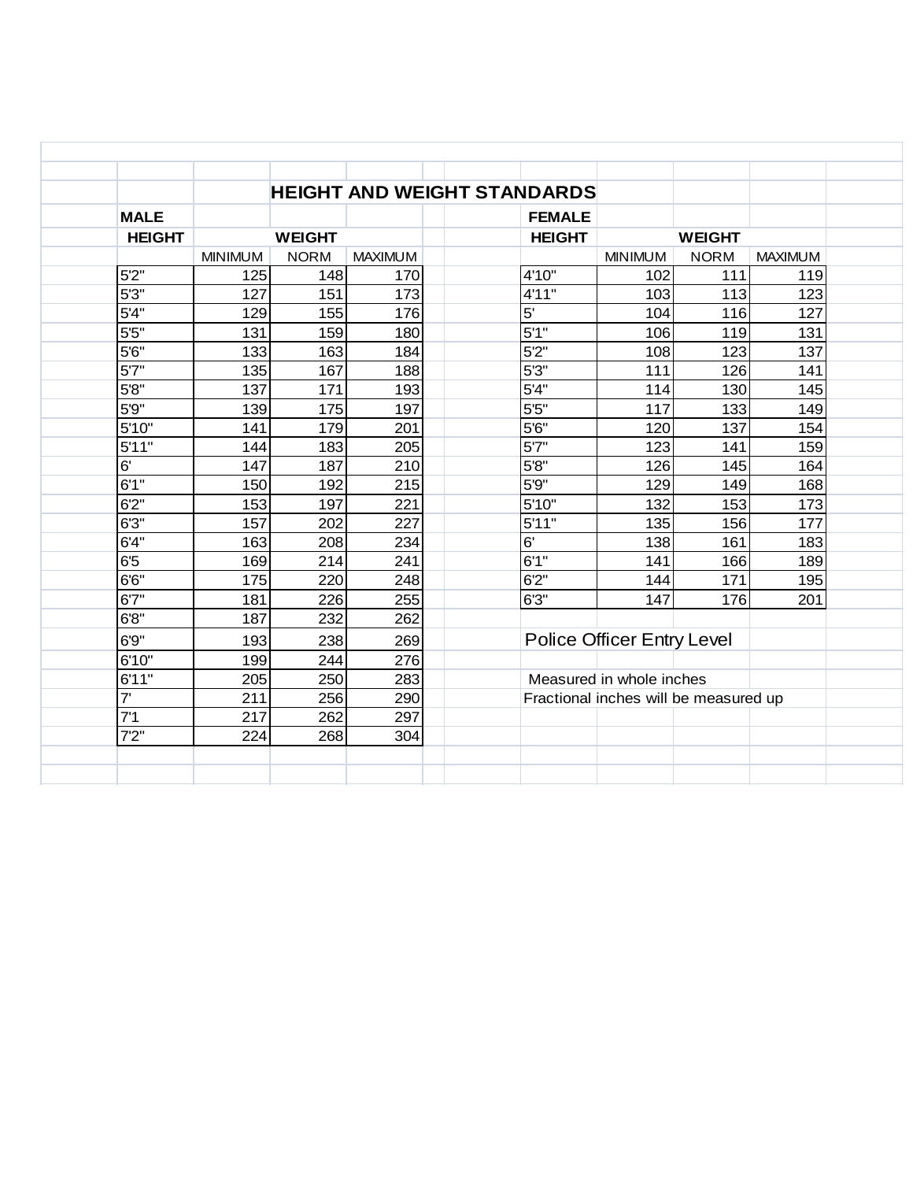# HEIGHT AND WEIGHT STANDARDS

## MALE

| HEIGHT | WEIGHT MINIMUM | WEIGHT NORM | WEIGHT MAXIMUM |
|---|---|---|---|
| 5'2" | 125 | 148 | 170 |
| 5'3" | 127 | 151 | 173 |
| 5'4" | 129 | 155 | 176 |
| 5'5" | 131 | 159 | 180 |
| 5'6" | 133 | 163 | 184 |
| 5'7" | 135 | 167 | 188 |
| 5'8" | 137 | 171 | 193 |
| 5'9" | 139 | 175 | 197 |
| 5'10" | 141 | 179 | 201 |
| 5'11" | 144 | 183 | 205 |
| 6' | 147 | 187 | 210 |
| 6'1" | 150 | 192 | 215 |
| 6'2" | 153 | 197 | 221 |
| 6'3" | 157 | 202 | 227 |
| 6'4" | 163 | 208 | 234 |
| 6'5 | 169 | 214 | 241 |
| 6'6" | 175 | 220 | 248 |
| 6'7" | 181 | 226 | 255 |
| 6'8" | 187 | 232 | 262 |
| 6'9" | 193 | 238 | 269 |
| 6'10" | 199 | 244 | 276 |
| 6'11" | 205 | 250 | 283 |
| 7' | 211 | 256 | 290 |
| 7'1 | 217 | 262 | 297 |
| 7'2" | 224 | 268 | 304 |

## FEMALE

| HEIGHT | WEIGHT MINIMUM | WEIGHT NORM | WEIGHT MAXIMUM |
|---|---|---|---|
| 4'10" | 102 | 111 | 119 |
| 4'11" | 103 | 113 | 123 |
| 5' | 104 | 116 | 127 |
| 5'1" | 106 | 119 | 131 |
| 5'2" | 108 | 123 | 137 |
| 5'3" | 111 | 126 | 141 |
| 5'4" | 114 | 130 | 145 |
| 5'5" | 117 | 133 | 149 |
| 5'6" | 120 | 137 | 154 |
| 5'7" | 123 | 141 | 159 |
| 5'8" | 126 | 145 | 164 |
| 5'9" | 129 | 149 | 168 |
| 5'10" | 132 | 153 | 173 |
| 5'11" | 135 | 156 | 177 |
| 6' | 138 | 161 | 183 |
| 6'1" | 141 | 166 | 189 |
| 6'2" | 144 | 171 | 195 |
| 6'3" | 147 | 176 | 201 |

Police Officer Entry Level

Measured in whole inches

Fractional inches will be measured up